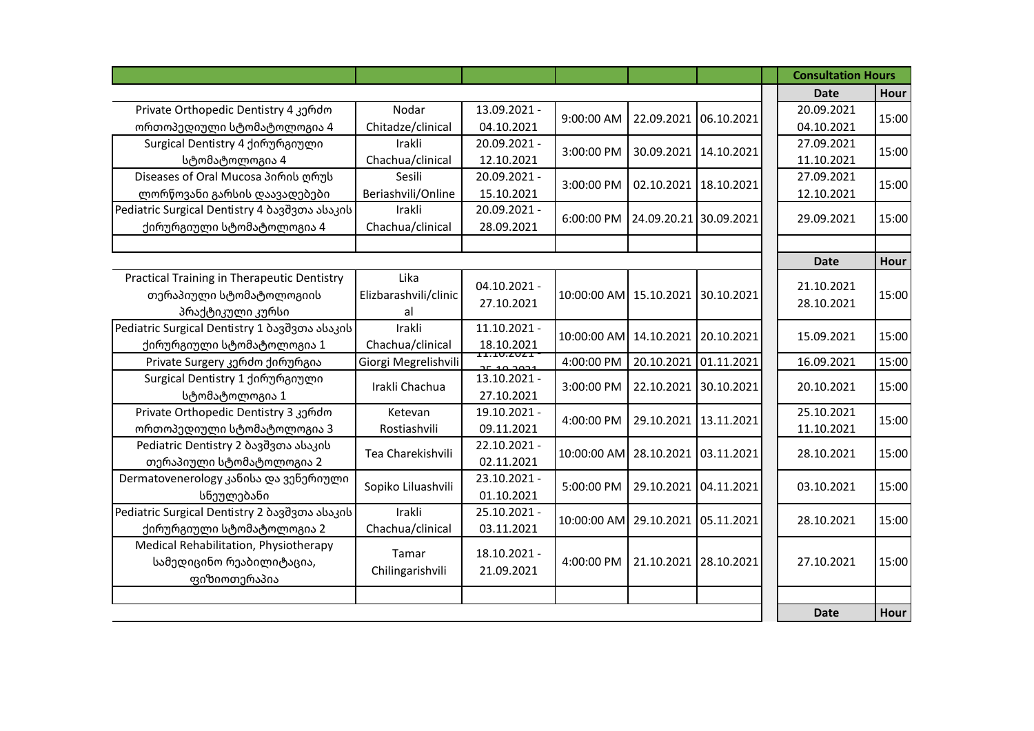| | | | | | | | Consultation Hours | |
|---|---|---|---|---|---|---|---|---|
| | | | | | | | Date | Hour |
| Private Orthopedic Dentistry 4 კერძო ორთოპედიული სტომატოლოგია 4 | Nodar Chitadze/clinical | 13.09.2021 - 04.10.2021 | 9:00:00 AM | 22.09.2021 | 06.10.2021 | | 20.09.2021 04.10.2021 | 15:00 |
| Surgical Dentistry 4 ქირურგიული სტომატოლოგია 4 | Irakli Chachua/clinical | 20.09.2021 - 12.10.2021 | 3:00:00 PM | 30.09.2021 | 14.10.2021 | | 27.09.2021 11.10.2021 | 15:00 |
| Diseases of Oral Mucosa პირის ღრუს ლორწოვანი გარსის დაავადებები | Sesili Beriashvili/Online | 20.09.2021 - 15.10.2021 | 3:00:00 PM | 02.10.2021 | 18.10.2021 | | 27.09.2021 12.10.2021 | 15:00 |
| Pediatric Surgical Dentistry 4 ბავშვთა ასაკის ქირურგიული სტომატოლოგია 4 | Irakli Chachua/clinical | 20.09.2021 - 28.09.2021 | 6:00:00 PM | 24.09.20.21 | 30.09.2021 | | 29.09.2021 | 15:00 |
| | | | | | | | | |
| | | | | | | | Date | Hour |
| Practical Training in Therapeutic Dentistry თერაპიული სტომატოლოგიის პრაქტიკული კურსი | Lika Elizbarashvili/clinical | 04.10.2021 - 27.10.2021 | 10:00:00 AM | 15.10.2021 | 30.10.2021 | | 21.10.2021 28.10.2021 | 15:00 |
| Pediatric Surgical Dentistry 1 ბავშვთა ასაკის ქირურგიული სტომატოლოგია 1 | Irakli Chachua/clinical | 11.10.2021 - 18.10.2021 | 10:00:00 AM | 14.10.2021 | 20.10.2021 | | 15.09.2021 | 15:00 |
| Private Surgery კერძო ქირურგია | Giorgi Megrelishvili | 11.10.2021 - 25.10.2021 | 4:00:00 PM | 20.10.2021 | 01.11.2021 | | 16.09.2021 | 15:00 |
| Surgical Dentistry 1 ქირურგიული სტომატოლოგია 1 | Irakli Chachua | 13.10.2021 - 27.10.2021 | 3:00:00 PM | 22.10.2021 | 30.10.2021 | | 20.10.2021 | 15:00 |
| Private Orthopedic Dentistry 3 კერძო ორთოპედიული სტომატოლოგია 3 | Ketevan Rostiashvili | 19.10.2021 - 09.11.2021 | 4:00:00 PM | 29.10.2021 | 13.11.2021 | | 25.10.2021 11.10.2021 | 15:00 |
| Pediatric Dentistry 2 ბავშვთა ასაკის თერაპიული სტომატოლოგია 2 | Tea Charekishvili | 22.10.2021 - 02.11.2021 | 10:00:00 AM | 28.10.2021 | 03.11.2021 | | 28.10.2021 | 15:00 |
| Dermatovenerology კანისა და ვენერიული სნეულებანი | Sopiko Liluashvili | 23.10.2021 - 01.10.2021 | 5:00:00 PM | 29.10.2021 | 04.11.2021 | | 03.10.2021 | 15:00 |
| Pediatric Surgical Dentistry 2 ბავშვთა ასაკის ქირურგიული სტომატოლოგია 2 | Irakli Chachua/clinical | 25.10.2021 - 03.11.2021 | 10:00:00 AM | 29.10.2021 | 05.11.2021 | | 28.10.2021 | 15:00 |
| Medical Rehabilitation, Physiotherapy სამედიცინო რეაბილიტაცია, ფიზიოთერაპია | Tamar Chilingarishvili | 18.10.2021 - 21.09.2021 | 4:00:00 PM | 21.10.2021 | 28.10.2021 | | 27.10.2021 | 15:00 |
| | | | | | | | | |
| | | | | | | | Date | Hour |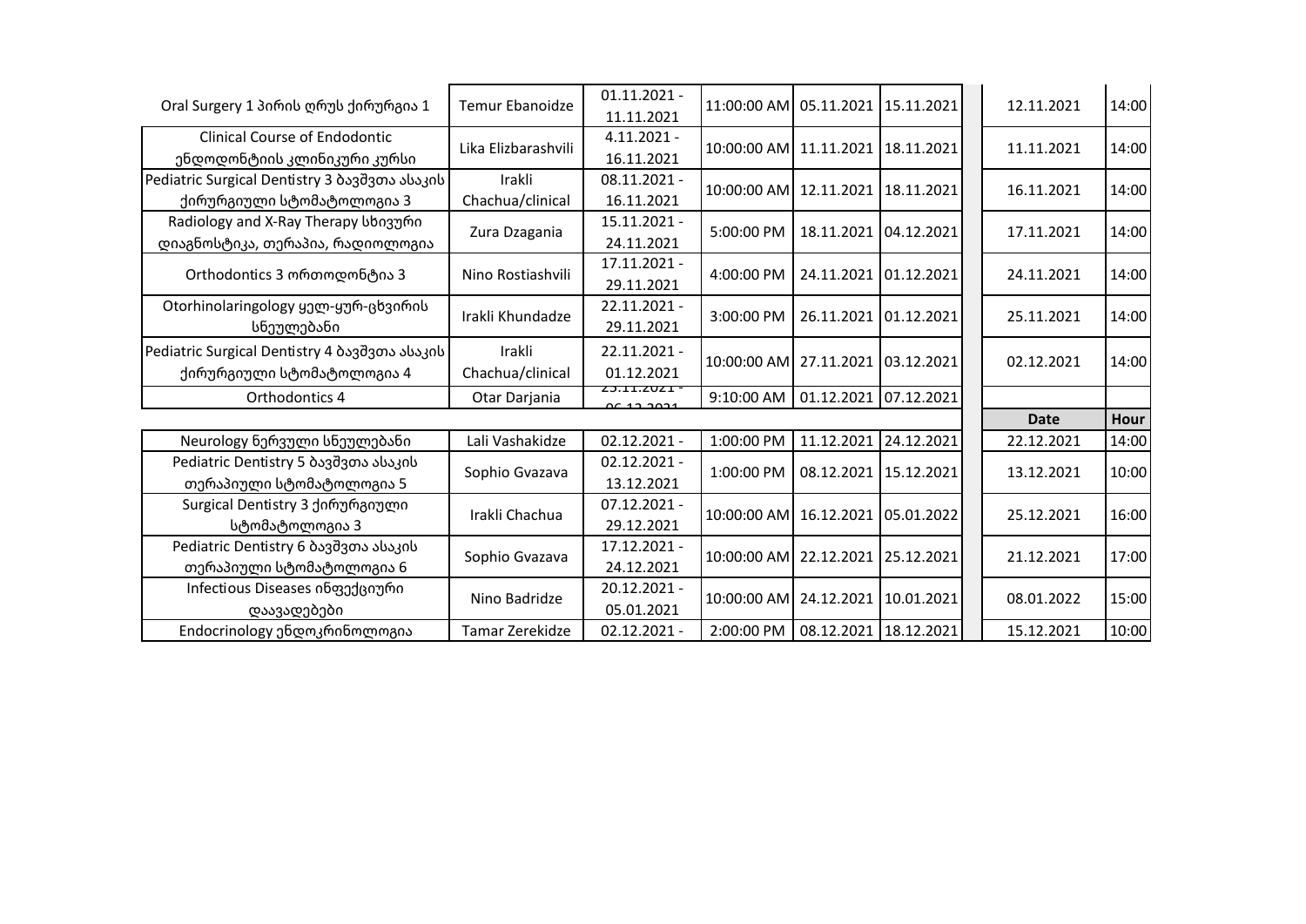| | | | | | | | | |
|---|---|---|---|---|---|---|---|---|
| Oral Surgery 1 პირის ღრუს ქირურგია 1 | Temur Ebanoidze | 01.11.2021 - 11.11.2021 | 11:00:00 AM | 05.11.2021 | 15.11.2021 | | 12.11.2021 | 14:00 |
| Clinical Course of Endodontic ენდოდონტიის კლინიკური კურსი | Lika Elizbarashvili | 4.11.2021 - 16.11.2021 | 10:00:00 AM | 11.11.2021 | 18.11.2021 | | 11.11.2021 | 14:00 |
| Pediatric Surgical Dentistry 3 ბავშვთა ასაკის ქირურგიული სტომატოლოგია 3 | Irakli Chachua/clinical | 08.11.2021 - 16.11.2021 | 10:00:00 AM | 12.11.2021 | 18.11.2021 | | 16.11.2021 | 14:00 |
| Radiology and X-Ray Therapy სხივური დიაგნოსტიკა, თერაპია, რადიოლოგია | Zura Dzagania | 15.11.2021 - 24.11.2021 | 5:00:00 PM | 18.11.2021 | 04.12.2021 | | 17.11.2021 | 14:00 |
| Orthodontics 3 ორთოდონტია 3 | Nino Rostiashvili | 17.11.2021 - 29.11.2021 | 4:00:00 PM | 24.11.2021 | 01.12.2021 | | 24.11.2021 | 14:00 |
| Otorhinolaringology ყელ-ყურ-ცხვირის სნეულებანი | Irakli Khundadze | 22.11.2021 - 29.11.2021 | 3:00:00 PM | 26.11.2021 | 01.12.2021 | | 25.11.2021 | 14:00 |
| Pediatric Surgical Dentistry 4 ბავშვთა ასაკის ქირურგიული სტომატოლოგია 4 | Irakli Chachua/clinical | 22.11.2021 - 01.12.2021 | 10:00:00 AM | 27.11.2021 | 03.12.2021 | | 02.12.2021 | 14:00 |
| Orthodontics 4 | Otar Darjania | 23.11.2021 - 06.12.2021 | 9:10:00 AM | 01.12.2021 | 07.12.2021 | | | |
| | | | | | | | **Date** | **Hour** |
| Neurology ნერვული სნეულებანი | Lali Vashakidze | 02.12.2021 - | 1:00:00 PM | 11.12.2021 | 24.12.2021 | | 22.12.2021 | 14:00 |
| Pediatric Dentistry 5 ბავშვთა ასაკის თერაპიული სტომატოლოგია 5 | Sophio Gvazava | 02.12.2021 - 13.12.2021 | 1:00:00 PM | 08.12.2021 | 15.12.2021 | | 13.12.2021 | 10:00 |
| Surgical Dentistry 3 ქირურგიული სტომატოლოგია 3 | Irakli Chachua | 07.12.2021 - 29.12.2021 | 10:00:00 AM | 16.12.2021 | 05.01.2022 | | 25.12.2021 | 16:00 |
| Pediatric Dentistry 6 ბავშვთა ასაკის თერაპიული სტომატოლოგია 6 | Sophio Gvazava | 17.12.2021 - 24.12.2021 | 10:00:00 AM | 22.12.2021 | 25.12.2021 | | 21.12.2021 | 17:00 |
| Infectious Diseases ინფექციური დაავადებები | Nino Badridze | 20.12.2021 - 05.01.2021 | 10:00:00 AM | 24.12.2021 | 10.01.2021 | | 08.01.2022 | 15:00 |
| Endocrinology ენდოკრინოლოგია | Tamar Zerekidze | 02.12.2021 - | 2:00:00 PM | 08.12.2021 | 18.12.2021 | | 15.12.2021 | 10:00 |